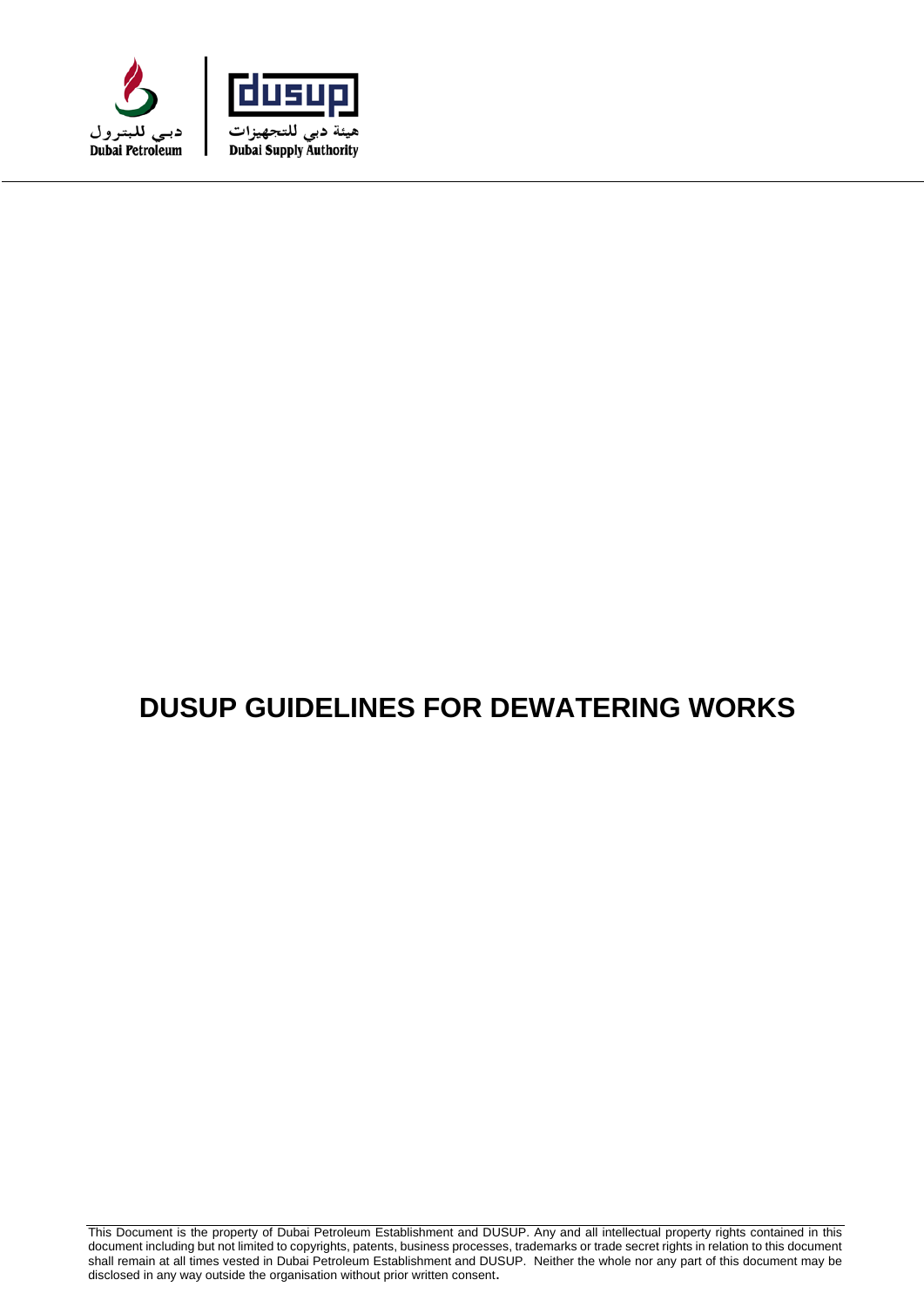دبي للبترول
Dubai Petroleum

هيئة دبي للتجهيزات
Dubai Supply Authority

# DUSUP GUIDELINES FOR DEWATERING WORKS

This Document is the property of Dubai Petroleum Establishment and DUSUP. Any and all intellectual property rights contained in this document including but not limited to copyrights, patents, business processes, trademarks or trade secret rights in relation to this document shall remain at all times vested in Dubai Petroleum Establishment and DUSUP. Neither the whole nor any part of this document may be disclosed in any way outside the organisation without prior written consent.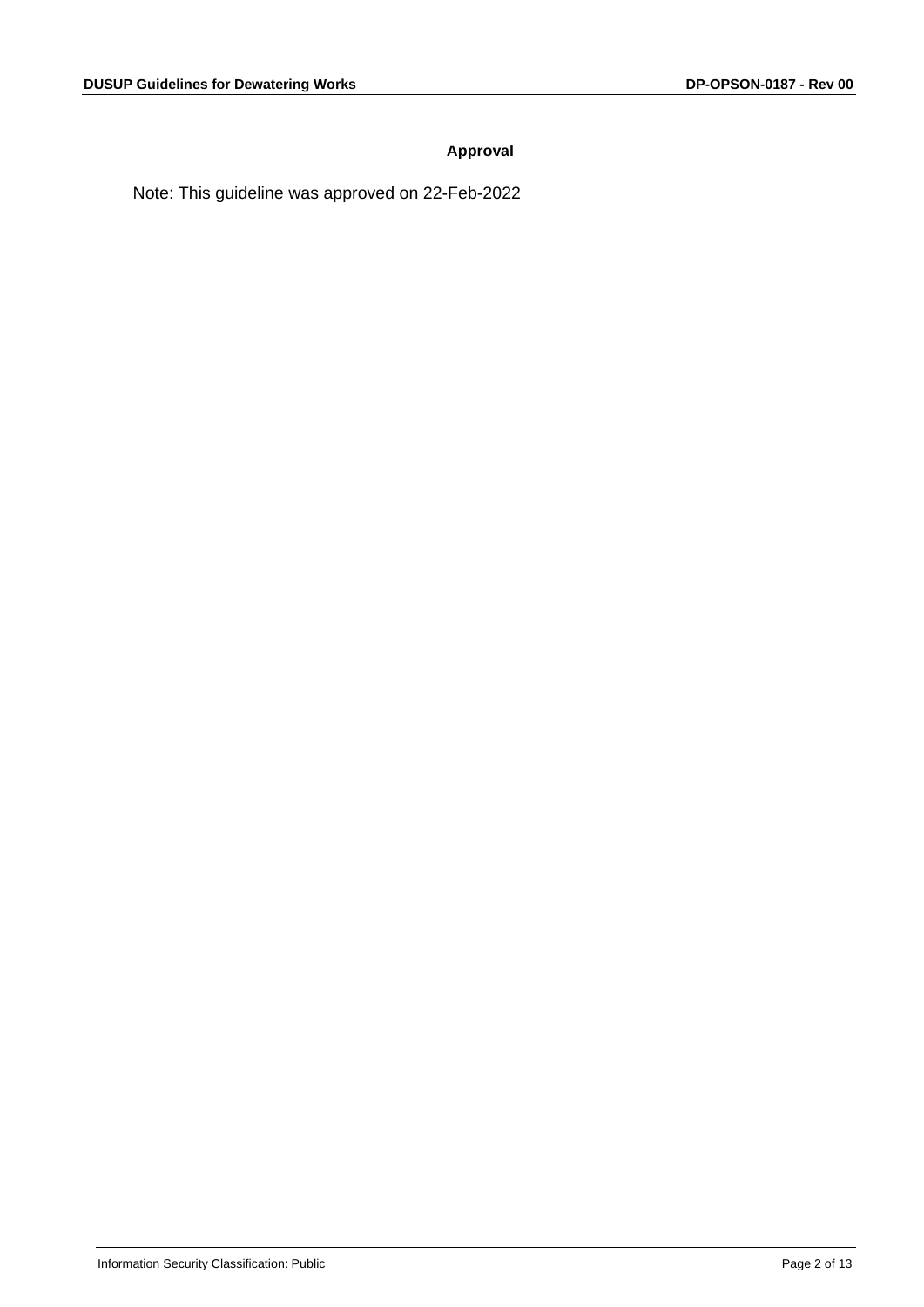## Approval

Note: This guideline was approved on 22-Feb-2022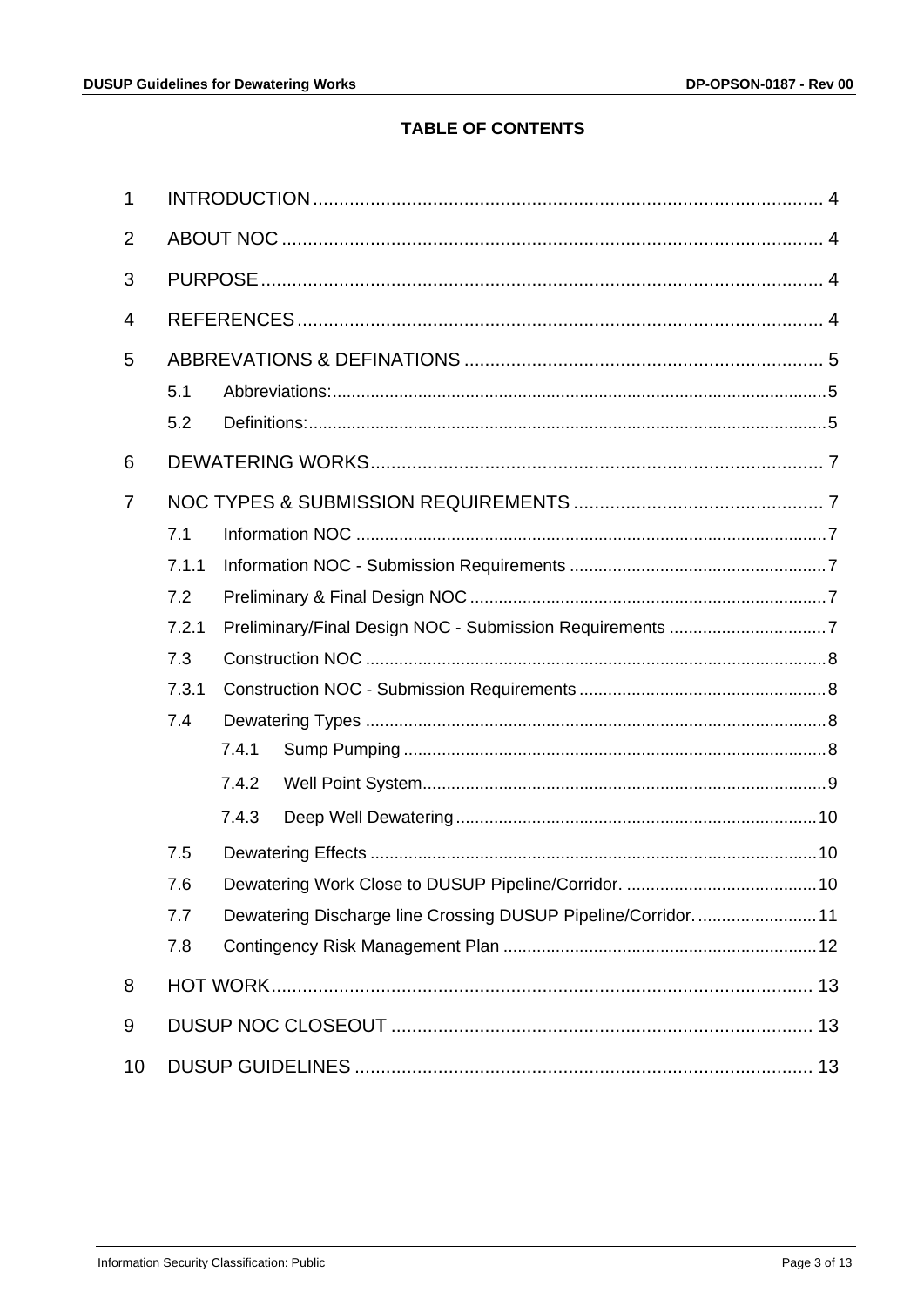# TABLE OF CONTENTS

1 INTRODUCTION ... 4

2 ABOUT NOC ... 4

3 PURPOSE ... 4

4 REFERENCES ... 4

5 ABBREVATIONS & DEFINATIONS ... 5

- 5.1 Abbreviations: ... 5
- 5.2 Definitions: ... 5

6 DEWATERING WORKS ... 7

7 NOC TYPES & SUBMISSION REQUIREMENTS ... 7

- 7.1 Information NOC ... 7
- 7.1.1 Information NOC - Submission Requirements ... 7
- 7.2 Preliminary & Final Design NOC ... 7
- 7.2.1 Preliminary/Final Design NOC - Submission Requirements ... 7
- 7.3 Construction NOC ... 8
- 7.3.1 Construction NOC - Submission Requirements ... 8
- 7.4 Dewatering Types ... 8
  - 7.4.1 Sump Pumping ... 8
  - 7.4.2 Well Point System ... 9
  - 7.4.3 Deep Well Dewatering ... 10
- 7.5 Dewatering Effects ... 10
- 7.6 Dewatering Work Close to DUSUP Pipeline/Corridor. ... 10
- 7.7 Dewatering Discharge line Crossing DUSUP Pipeline/Corridor. ... 11
- 7.8 Contingency Risk Management Plan ... 12

8 HOT WORK ... 13

9 DUSUP NOC CLOSEOUT ... 13

10 DUSUP GUIDELINES ... 13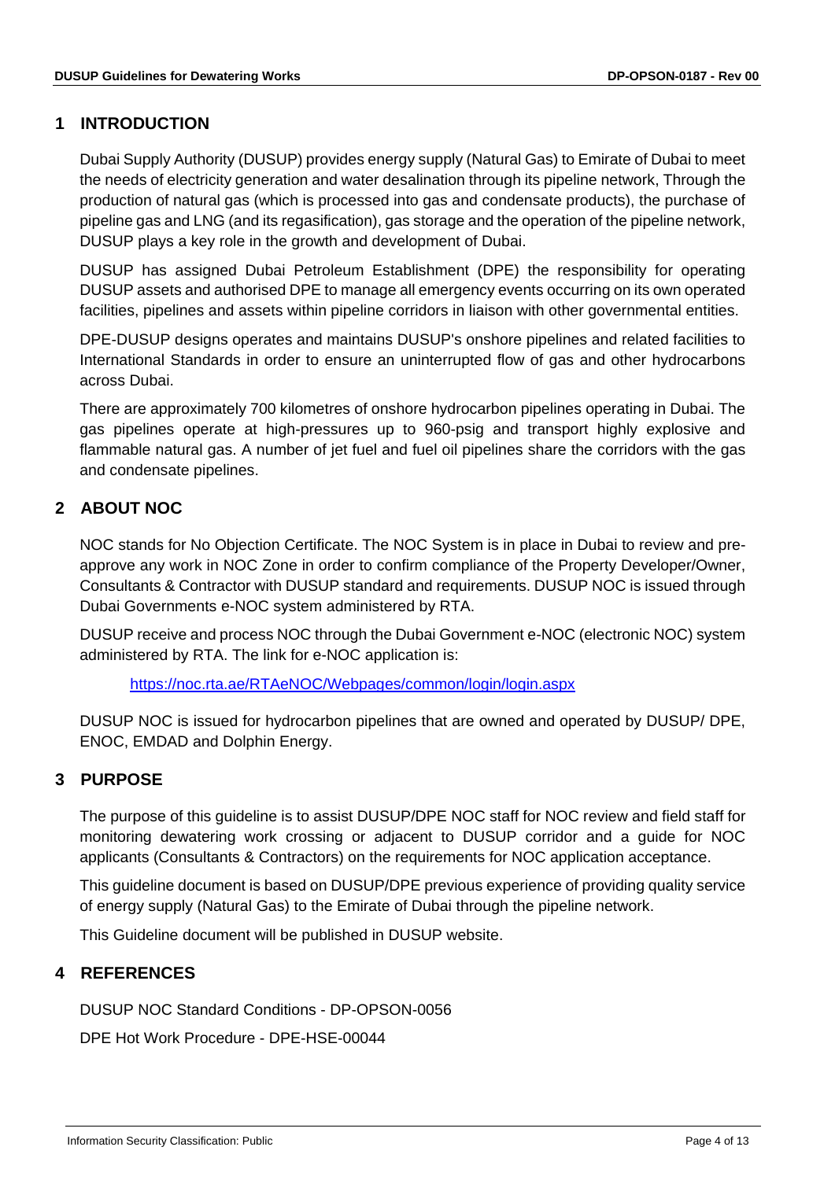# 1 INTRODUCTION

Dubai Supply Authority (DUSUP) provides energy supply (Natural Gas) to Emirate of Dubai to meet the needs of electricity generation and water desalination through its pipeline network, Through the production of natural gas (which is processed into gas and condensate products), the purchase of pipeline gas and LNG (and its regasification), gas storage and the operation of the pipeline network, DUSUP plays a key role in the growth and development of Dubai.

DUSUP has assigned Dubai Petroleum Establishment (DPE) the responsibility for operating DUSUP assets and authorised DPE to manage all emergency events occurring on its own operated facilities, pipelines and assets within pipeline corridors in liaison with other governmental entities.

DPE-DUSUP designs operates and maintains DUSUP's onshore pipelines and related facilities to International Standards in order to ensure an uninterrupted flow of gas and other hydrocarbons across Dubai.

There are approximately 700 kilometres of onshore hydrocarbon pipelines operating in Dubai. The gas pipelines operate at high-pressures up to 960-psig and transport highly explosive and flammable natural gas. A number of jet fuel and fuel oil pipelines share the corridors with the gas and condensate pipelines.

# 2 ABOUT NOC

NOC stands for No Objection Certificate. The NOC System is in place in Dubai to review and pre-approve any work in NOC Zone in order to confirm compliance of the Property Developer/Owner, Consultants & Contractor with DUSUP standard and requirements. DUSUP NOC is issued through Dubai Governments e-NOC system administered by RTA.

DUSUP receive and process NOC through the Dubai Government e-NOC (electronic NOC) system administered by RTA. The link for e-NOC application is:

https://noc.rta.ae/RTAeNOC/Webpages/common/login/login.aspx

DUSUP NOC is issued for hydrocarbon pipelines that are owned and operated by DUSUP/ DPE, ENOC, EMDAD and Dolphin Energy.

# 3 PURPOSE

The purpose of this guideline is to assist DUSUP/DPE NOC staff for NOC review and field staff for monitoring dewatering work crossing or adjacent to DUSUP corridor and a guide for NOC applicants (Consultants & Contractors) on the requirements for NOC application acceptance.

This guideline document is based on DUSUP/DPE previous experience of providing quality service of energy supply (Natural Gas) to the Emirate of Dubai through the pipeline network.

This Guideline document will be published in DUSUP website.

# 4 REFERENCES

DUSUP NOC Standard Conditions - DP-OPSON-0056

DPE Hot Work Procedure - DPE-HSE-00044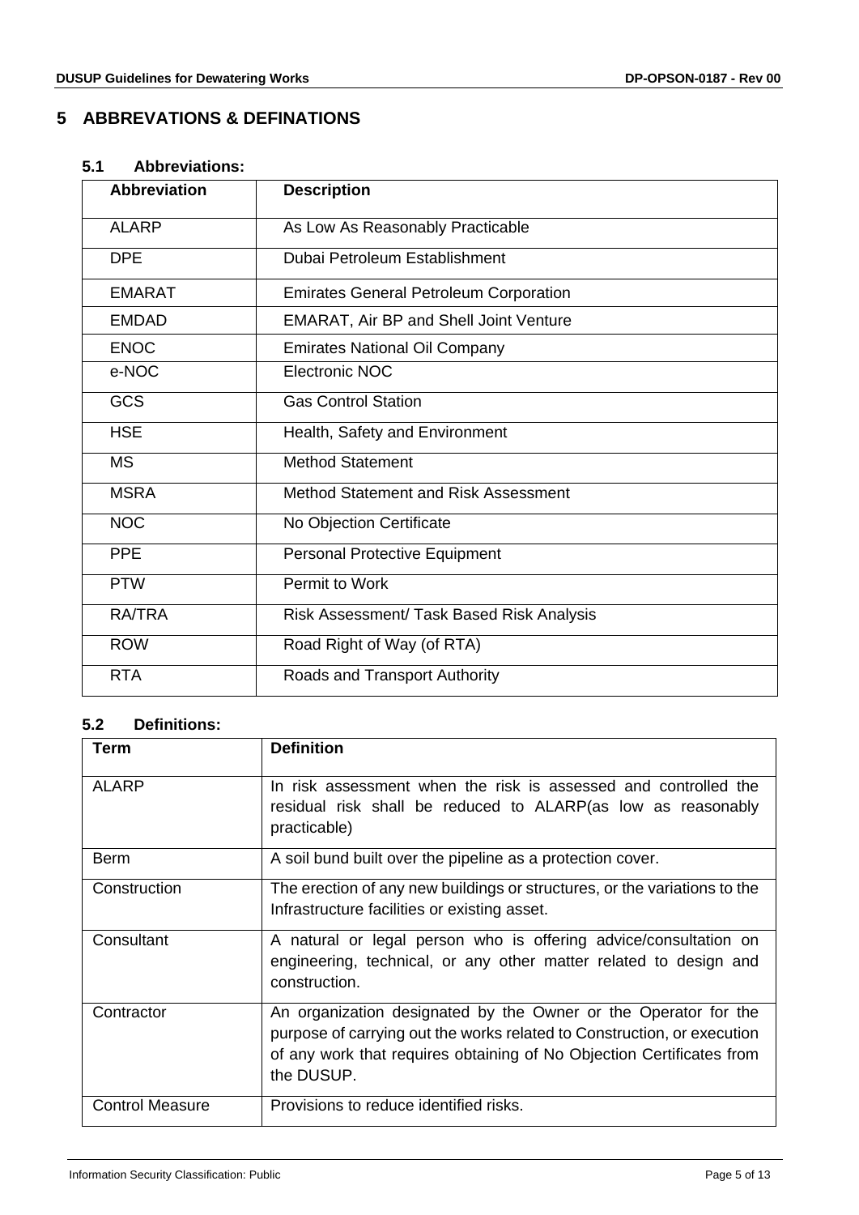# 5 ABBREVATIONS & DEFINATIONS

## 5.1 Abbreviations:

| Abbreviation | Description |
|---|---|
| ALARP | As Low As Reasonably Practicable |
| DPE | Dubai Petroleum Establishment |
| EMARAT | Emirates General Petroleum Corporation |
| EMDAD | EMARAT, Air BP and Shell Joint Venture |
| ENOC | Emirates National Oil Company |
| e-NOC | Electronic NOC |
| GCS | Gas Control Station |
| HSE | Health, Safety and Environment |
| MS | Method Statement |
| MSRA | Method Statement and Risk Assessment |
| NOC | No Objection Certificate |
| PPE | Personal Protective Equipment |
| PTW | Permit to Work |
| RA/TRA | Risk Assessment/ Task Based Risk Analysis |
| ROW | Road Right of Way (of RTA) |
| RTA | Roads and Transport Authority |

## 5.2 Definitions:

| Term | Definition |
|---|---|
| ALARP | In risk assessment when the risk is assessed and controlled the residual risk shall be reduced to ALARP(as low as reasonably practicable) |
| Berm | A soil bund built over the pipeline as a protection cover. |
| Construction | The erection of any new buildings or structures, or the variations to the Infrastructure facilities or existing asset. |
| Consultant | A natural or legal person who is offering advice/consultation on engineering, technical, or any other matter related to design and construction. |
| Contractor | An organization designated by the Owner or the Operator for the purpose of carrying out the works related to Construction, or execution of any work that requires obtaining of No Objection Certificates from the DUSUP. |
| Control Measure | Provisions to reduce identified risks. |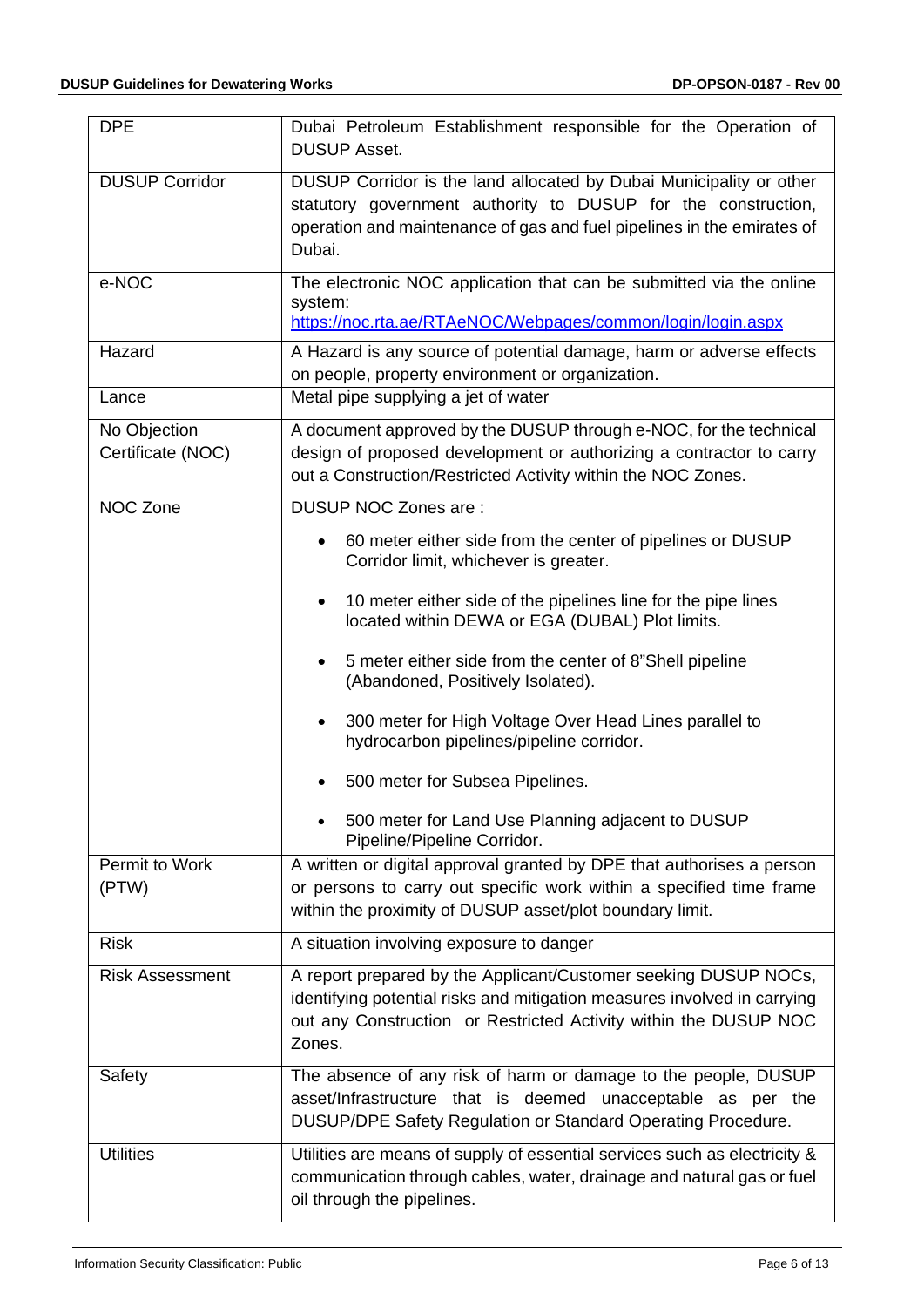| DPE | Dubai Petroleum Establishment responsible for the Operation of DUSUP Asset. |
|---|---|
| DUSUP Corridor | DUSUP Corridor is the land allocated by Dubai Municipality or other statutory government authority to DUSUP for the construction, operation and maintenance of gas and fuel pipelines in the emirates of Dubai. |
| e-NOC | The electronic NOC application that can be submitted via the online system: [https://noc.rta.ae/RTAeNOC/Webpages/common/login/login.aspx](https://noc.rta.ae/RTAeNOC/Webpages/common/login/login.aspx) |
| Hazard | A Hazard is any source of potential damage, harm or adverse effects on people, property environment or organization. |
| Lance | Metal pipe supplying a jet of water |
| No Objection Certificate (NOC) | A document approved by the DUSUP through e-NOC, for the technical design of proposed development or authorizing a contractor to carry out a Construction/Restricted Activity within the NOC Zones. |
| NOC Zone | DUSUP NOC Zones are :<br>• 60 meter either side from the center of pipelines or DUSUP Corridor limit, whichever is greater.<br>• 10 meter either side of the pipelines line for the pipe lines located within DEWA or EGA (DUBAL) Plot limits.<br>• 5 meter either side from the center of 8"Shell pipeline (Abandoned, Positively Isolated).<br>• 300 meter for High Voltage Over Head Lines parallel to hydrocarbon pipelines/pipeline corridor.<br>• 500 meter for Subsea Pipelines.<br>• 500 meter for Land Use Planning adjacent to DUSUP Pipeline/Pipeline Corridor. |
| Permit to Work (PTW) | A written or digital approval granted by DPE that authorises a person or persons to carry out specific work within a specified time frame within the proximity of DUSUP asset/plot boundary limit. |
| Risk | A situation involving exposure to danger |
| Risk Assessment | A report prepared by the Applicant/Customer seeking DUSUP NOCs, identifying potential risks and mitigation measures involved in carrying out any Construction or Restricted Activity within the DUSUP NOC Zones. |
| Safety | The absence of any risk of harm or damage to the people, DUSUP asset/Infrastructure that is deemed unacceptable as per the DUSUP/DPE Safety Regulation or Standard Operating Procedure. |
| Utilities | Utilities are means of supply of essential services such as electricity & communication through cables, water, drainage and natural gas or fuel oil through the pipelines. |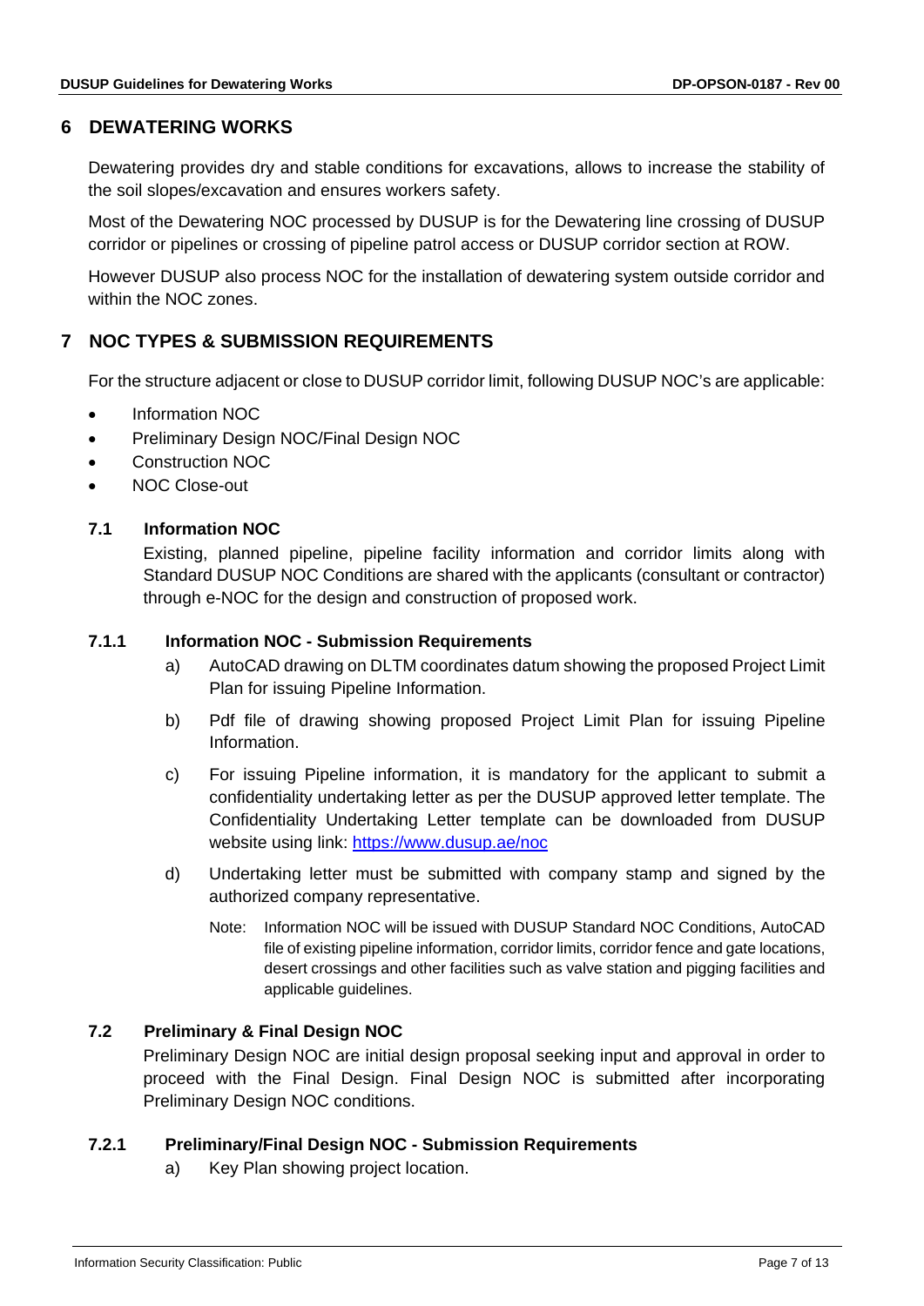## 6 DEWATERING WORKS

Dewatering provides dry and stable conditions for excavations, allows to increase the stability of the soil slopes/excavation and ensures workers safety.

Most of the Dewatering NOC processed by DUSUP is for the Dewatering line crossing of DUSUP corridor or pipelines or crossing of pipeline patrol access or DUSUP corridor section at ROW.

However DUSUP also process NOC for the installation of dewatering system outside corridor and within the NOC zones.

## 7 NOC TYPES & SUBMISSION REQUIREMENTS

For the structure adjacent or close to DUSUP corridor limit, following DUSUP NOC's are applicable:

- Information NOC
- Preliminary Design NOC/Final Design NOC
- Construction NOC
- NOC Close-out

### 7.1 Information NOC

Existing, planned pipeline, pipeline facility information and corridor limits along with Standard DUSUP NOC Conditions are shared with the applicants (consultant or contractor) through e-NOC for the design and construction of proposed work.

#### 7.1.1 Information NOC - Submission Requirements

a) AutoCAD drawing on DLTM coordinates datum showing the proposed Project Limit Plan for issuing Pipeline Information.

b) Pdf file of drawing showing proposed Project Limit Plan for issuing Pipeline Information.

c) For issuing Pipeline information, it is mandatory for the applicant to submit a confidentiality undertaking letter as per the DUSUP approved letter template. The Confidentiality Undertaking Letter template can be downloaded from DUSUP website using link: https://www.dusup.ae/noc

d) Undertaking letter must be submitted with company stamp and signed by the authorized company representative.

Note: Information NOC will be issued with DUSUP Standard NOC Conditions, AutoCAD file of existing pipeline information, corridor limits, corridor fence and gate locations, desert crossings and other facilities such as valve station and pigging facilities and applicable guidelines.

### 7.2 Preliminary & Final Design NOC

Preliminary Design NOC are initial design proposal seeking input and approval in order to proceed with the Final Design. Final Design NOC is submitted after incorporating Preliminary Design NOC conditions.

#### 7.2.1 Preliminary/Final Design NOC - Submission Requirements

a) Key Plan showing project location.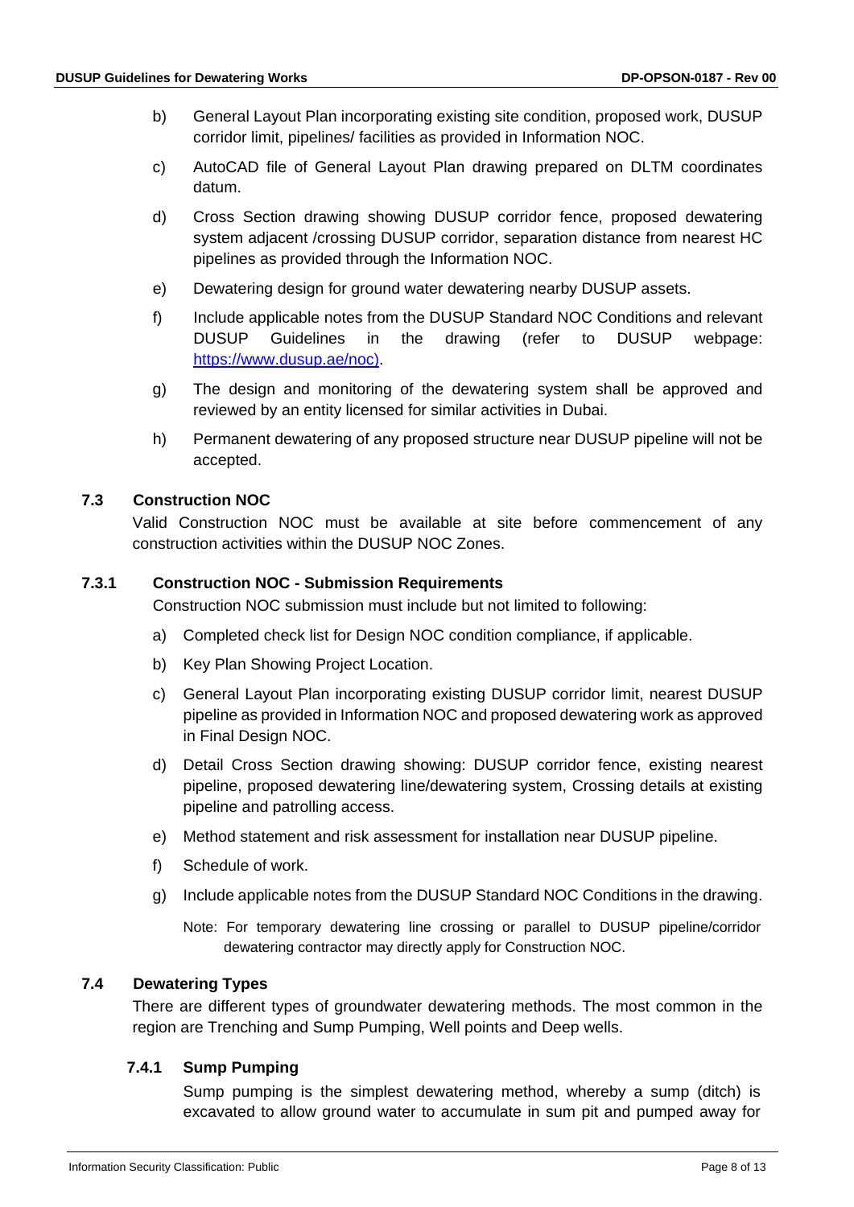b) General Layout Plan incorporating existing site condition, proposed work, DUSUP corridor limit, pipelines/ facilities as provided in Information NOC.

c) AutoCAD file of General Layout Plan drawing prepared on DLTM coordinates datum.

d) Cross Section drawing showing DUSUP corridor fence, proposed dewatering system adjacent /crossing DUSUP corridor, separation distance from nearest HC pipelines as provided through the Information NOC.

e) Dewatering design for ground water dewatering nearby DUSUP assets.

f) Include applicable notes from the DUSUP Standard NOC Conditions and relevant DUSUP Guidelines in the drawing (refer to DUSUP webpage: https://www.dusup.ae/noc).

g) The design and monitoring of the dewatering system shall be approved and reviewed by an entity licensed for similar activities in Dubai.

h) Permanent dewatering of any proposed structure near DUSUP pipeline will not be accepted.

## 7.3 Construction NOC

Valid Construction NOC must be available at site before commencement of any construction activities within the DUSUP NOC Zones.

### 7.3.1 Construction NOC - Submission Requirements

Construction NOC submission must include but not limited to following:

a) Completed check list for Design NOC condition compliance, if applicable.

b) Key Plan Showing Project Location.

c) General Layout Plan incorporating existing DUSUP corridor limit, nearest DUSUP pipeline as provided in Information NOC and proposed dewatering work as approved in Final Design NOC.

d) Detail Cross Section drawing showing: DUSUP corridor fence, existing nearest pipeline, proposed dewatering line/dewatering system, Crossing details at existing pipeline and patrolling access.

e) Method statement and risk assessment for installation near DUSUP pipeline.

f) Schedule of work.

g) Include applicable notes from the DUSUP Standard NOC Conditions in the drawing.

Note: For temporary dewatering line crossing or parallel to DUSUP pipeline/corridor dewatering contractor may directly apply for Construction NOC.

## 7.4 Dewatering Types

There are different types of groundwater dewatering methods. The most common in the region are Trenching and Sump Pumping, Well points and Deep wells.

### 7.4.1 Sump Pumping

Sump pumping is the simplest dewatering method, whereby a sump (ditch) is excavated to allow ground water to accumulate in sum pit and pumped away for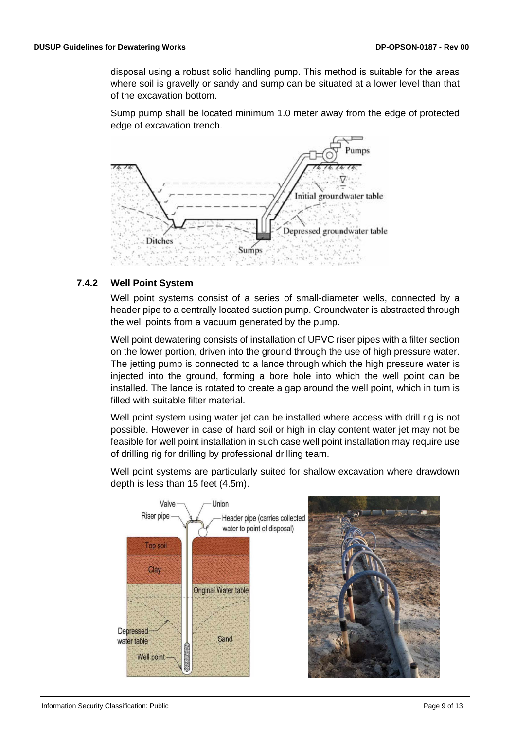disposal using a robust solid handling pump. This method is suitable for the areas where soil is gravelly or sandy and sump can be situated at a lower level than that of the excavation bottom.

Sump pump shall be located minimum 1.0 meter away from the edge of protected edge of excavation trench.

### 7.4.2 Well Point System

Well point systems consist of a series of small-diameter wells, connected by a header pipe to a centrally located suction pump. Groundwater is abstracted through the well points from a vacuum generated by the pump.

Well point dewatering consists of installation of UPVC riser pipes with a filter section on the lower portion, driven into the ground through the use of high pressure water. The jetting pump is connected to a lance through which the high pressure water is injected into the ground, forming a bore hole into which the well point can be installed. The lance is rotated to create a gap around the well point, which in turn is filled with suitable filter material.

Well point system using water jet can be installed where access with drill rig is not possible. However in case of hard soil or high in clay content water jet may not be feasible for well point installation in such case well point installation may require use of drilling rig for drilling by professional drilling team.

Well point systems are particularly suited for shallow excavation where drawdown depth is less than 15 feet (4.5m).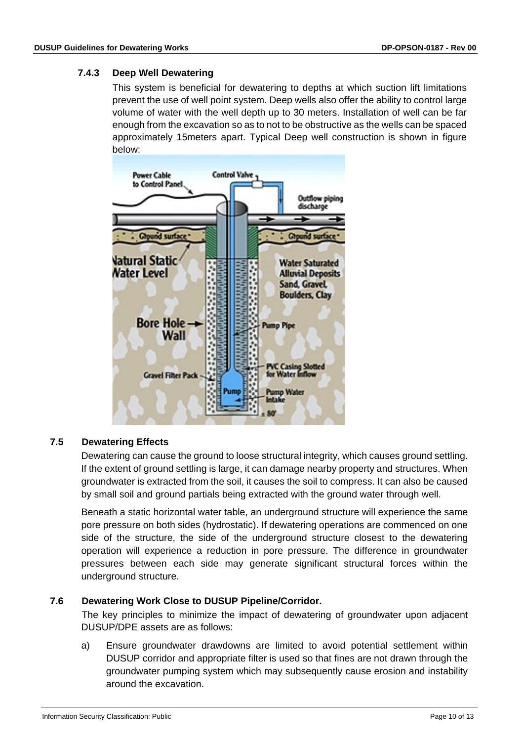### 7.4.3 Deep Well Dewatering

This system is beneficial for dewatering to depths at which suction lift limitations prevent the use of well point system. Deep wells also offer the ability to control large volume of water with the well depth up to 30 meters. Installation of well can be far enough from the excavation so as to not to be obstructive as the wells can be spaced approximately 15meters apart. Typical Deep well construction is shown in figure below:

## 7.5 Dewatering Effects

Dewatering can cause the ground to loose structural integrity, which causes ground settling. If the extent of ground settling is large, it can damage nearby property and structures. When groundwater is extracted from the soil, it causes the soil to compress. It can also be caused by small soil and ground partials being extracted with the ground water through well.

Beneath a static horizontal water table, an underground structure will experience the same pore pressure on both sides (hydrostatic). If dewatering operations are commenced on one side of the structure, the side of the underground structure closest to the dewatering operation will experience a reduction in pore pressure. The difference in groundwater pressures between each side may generate significant structural forces within the underground structure.

## 7.6 Dewatering Work Close to DUSUP Pipeline/Corridor.

The key principles to minimize the impact of dewatering of groundwater upon adjacent DUSUP/DPE assets are as follows:

a) Ensure groundwater drawdowns are limited to avoid potential settlement within DUSUP corridor and appropriate filter is used so that fines are not drawn through the groundwater pumping system which may subsequently cause erosion and instability around the excavation.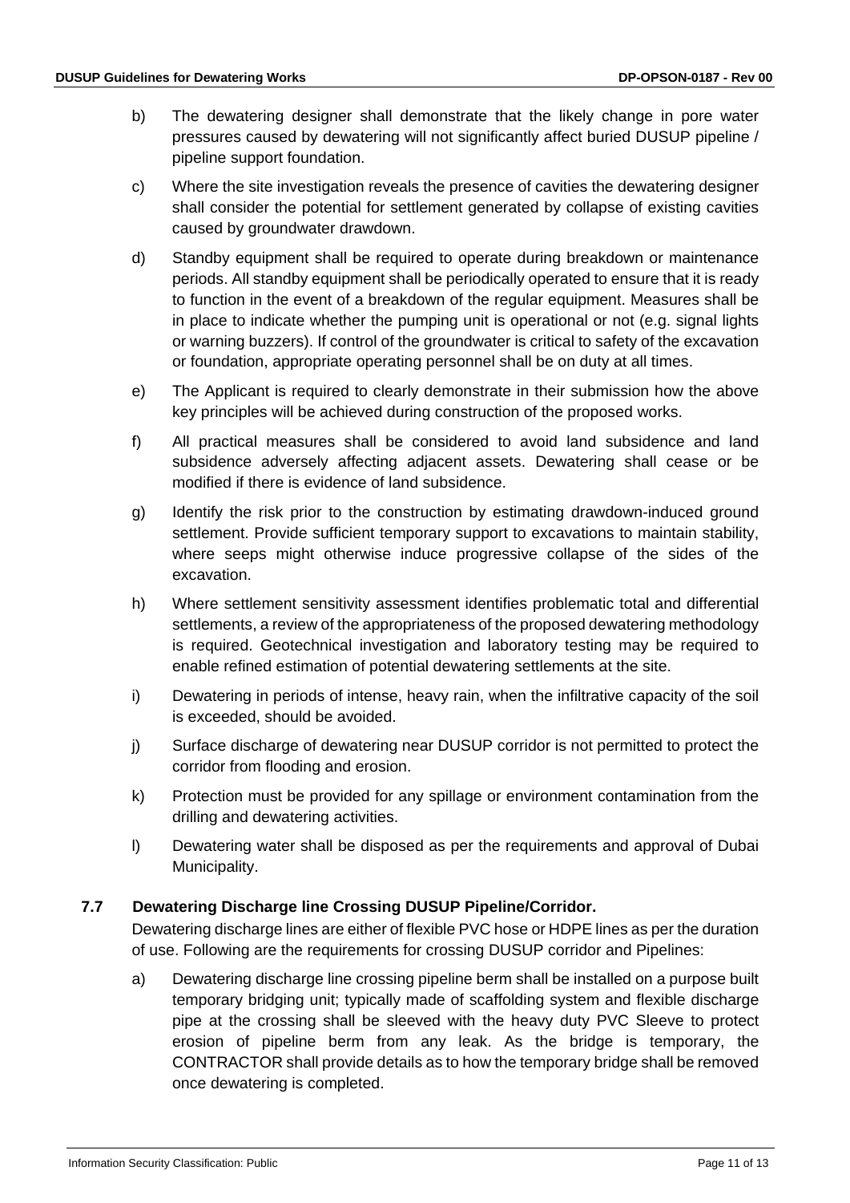b) The dewatering designer shall demonstrate that the likely change in pore water pressures caused by dewatering will not significantly affect buried DUSUP pipeline / pipeline support foundation.

c) Where the site investigation reveals the presence of cavities the dewatering designer shall consider the potential for settlement generated by collapse of existing cavities caused by groundwater drawdown.

d) Standby equipment shall be required to operate during breakdown or maintenance periods. All standby equipment shall be periodically operated to ensure that it is ready to function in the event of a breakdown of the regular equipment. Measures shall be in place to indicate whether the pumping unit is operational or not (e.g. signal lights or warning buzzers). If control of the groundwater is critical to safety of the excavation or foundation, appropriate operating personnel shall be on duty at all times.

e) The Applicant is required to clearly demonstrate in their submission how the above key principles will be achieved during construction of the proposed works.

f) All practical measures shall be considered to avoid land subsidence and land subsidence adversely affecting adjacent assets. Dewatering shall cease or be modified if there is evidence of land subsidence.

g) Identify the risk prior to the construction by estimating drawdown-induced ground settlement. Provide sufficient temporary support to excavations to maintain stability, where seeps might otherwise induce progressive collapse of the sides of the excavation.

h) Where settlement sensitivity assessment identifies problematic total and differential settlements, a review of the appropriateness of the proposed dewatering methodology is required. Geotechnical investigation and laboratory testing may be required to enable refined estimation of potential dewatering settlements at the site.

i) Dewatering in periods of intense, heavy rain, when the infiltrative capacity of the soil is exceeded, should be avoided.

j) Surface discharge of dewatering near DUSUP corridor is not permitted to protect the corridor from flooding and erosion.

k) Protection must be provided for any spillage or environment contamination from the drilling and dewatering activities.

l) Dewatering water shall be disposed as per the requirements and approval of Dubai Municipality.

### 7.7 Dewatering Discharge line Crossing DUSUP Pipeline/Corridor.

Dewatering discharge lines are either of flexible PVC hose or HDPE lines as per the duration of use. Following are the requirements for crossing DUSUP corridor and Pipelines:

a) Dewatering discharge line crossing pipeline berm shall be installed on a purpose built temporary bridging unit; typically made of scaffolding system and flexible discharge pipe at the crossing shall be sleeved with the heavy duty PVC Sleeve to protect erosion of pipeline berm from any leak. As the bridge is temporary, the CONTRACTOR shall provide details as to how the temporary bridge shall be removed once dewatering is completed.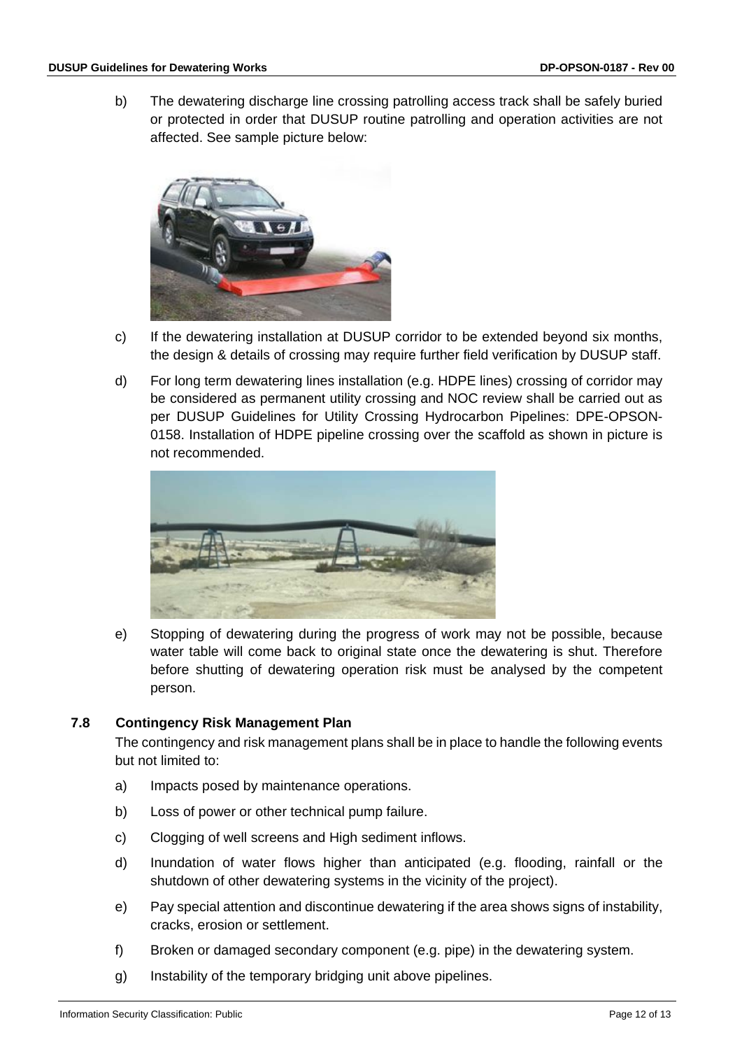b) The dewatering discharge line crossing patrolling access track shall be safely buried or protected in order that DUSUP routine patrolling and operation activities are not affected. See sample picture below:

c) If the dewatering installation at DUSUP corridor to be extended beyond six months, the design & details of crossing may require further field verification by DUSUP staff.

d) For long term dewatering lines installation (e.g. HDPE lines) crossing of corridor may be considered as permanent utility crossing and NOC review shall be carried out as per DUSUP Guidelines for Utility Crossing Hydrocarbon Pipelines: DPE-OPSON-0158. Installation of HDPE pipeline crossing over the scaffold as shown in picture is not recommended.

e) Stopping of dewatering during the progress of work may not be possible, because water table will come back to original state once the dewatering is shut. Therefore before shutting of dewatering operation risk must be analysed by the competent person.

### 7.8 Contingency Risk Management Plan

The contingency and risk management plans shall be in place to handle the following events but not limited to:

a) Impacts posed by maintenance operations.

b) Loss of power or other technical pump failure.

c) Clogging of well screens and High sediment inflows.

d) Inundation of water flows higher than anticipated (e.g. flooding, rainfall or the shutdown of other dewatering systems in the vicinity of the project).

e) Pay special attention and discontinue dewatering if the area shows signs of instability, cracks, erosion or settlement.

f) Broken or damaged secondary component (e.g. pipe) in the dewatering system.

g) Instability of the temporary bridging unit above pipelines.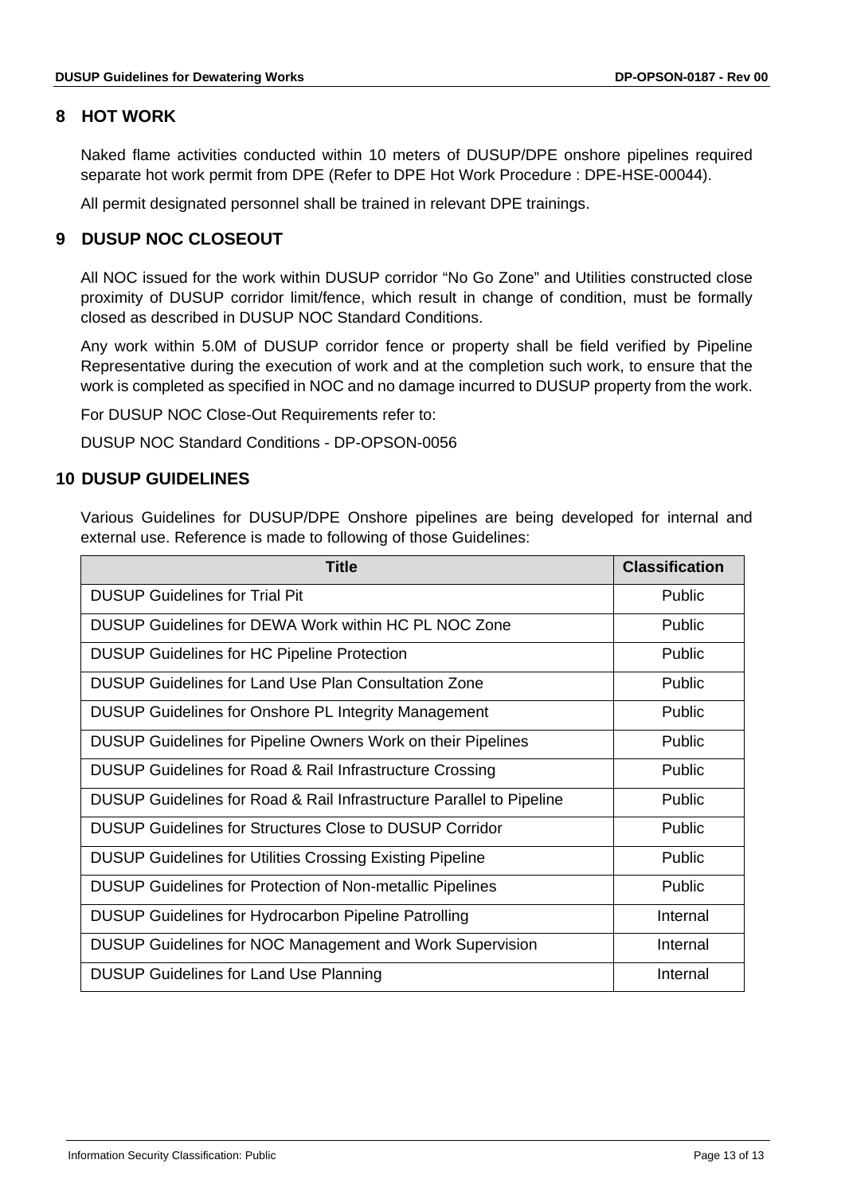## 8 HOT WORK

Naked flame activities conducted within 10 meters of DUSUP/DPE onshore pipelines required separate hot work permit from DPE (Refer to DPE Hot Work Procedure : DPE-HSE-00044).

All permit designated personnel shall be trained in relevant DPE trainings.

## 9 DUSUP NOC CLOSEOUT

All NOC issued for the work within DUSUP corridor "No Go Zone" and Utilities constructed close proximity of DUSUP corridor limit/fence, which result in change of condition, must be formally closed as described in DUSUP NOC Standard Conditions.

Any work within 5.0M of DUSUP corridor fence or property shall be field verified by Pipeline Representative during the execution of work and at the completion such work, to ensure that the work is completed as specified in NOC and no damage incurred to DUSUP property from the work.

For DUSUP NOC Close-Out Requirements refer to:

DUSUP NOC Standard Conditions - DP-OPSON-0056

## 10 DUSUP GUIDELINES

Various Guidelines for DUSUP/DPE Onshore pipelines are being developed for internal and external use. Reference is made to following of those Guidelines:

| Title | Classification |
|---|---|
| DUSUP Guidelines for Trial Pit | Public |
| DUSUP Guidelines for DEWA Work within HC PL NOC Zone | Public |
| DUSUP Guidelines for HC Pipeline Protection | Public |
| DUSUP Guidelines for Land Use Plan Consultation Zone | Public |
| DUSUP Guidelines for Onshore PL Integrity Management | Public |
| DUSUP Guidelines for Pipeline Owners Work on their Pipelines | Public |
| DUSUP Guidelines for Road & Rail Infrastructure Crossing | Public |
| DUSUP Guidelines for Road & Rail Infrastructure Parallel to Pipeline | Public |
| DUSUP Guidelines for Structures Close to DUSUP Corridor | Public |
| DUSUP Guidelines for Utilities Crossing Existing Pipeline | Public |
| DUSUP Guidelines for Protection of Non-metallic Pipelines | Public |
| DUSUP Guidelines for Hydrocarbon Pipeline Patrolling | Internal |
| DUSUP Guidelines for NOC Management and Work Supervision | Internal |
| DUSUP Guidelines for Land Use Planning | Internal |